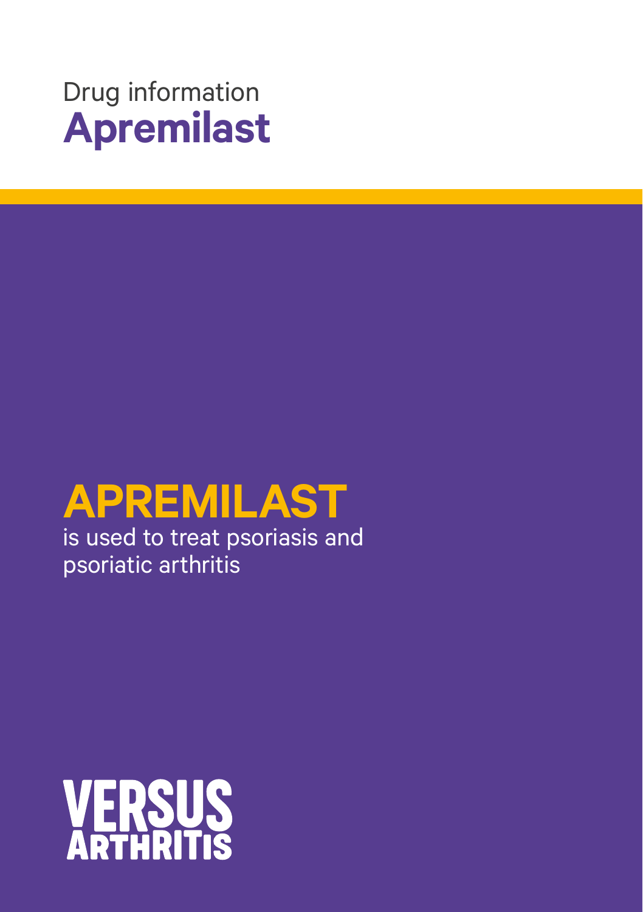Drug information

# Apremilast

## APREMILAST

is used to treat psoriasis and psoriatic arthritis

VERSUS ARTHRITIS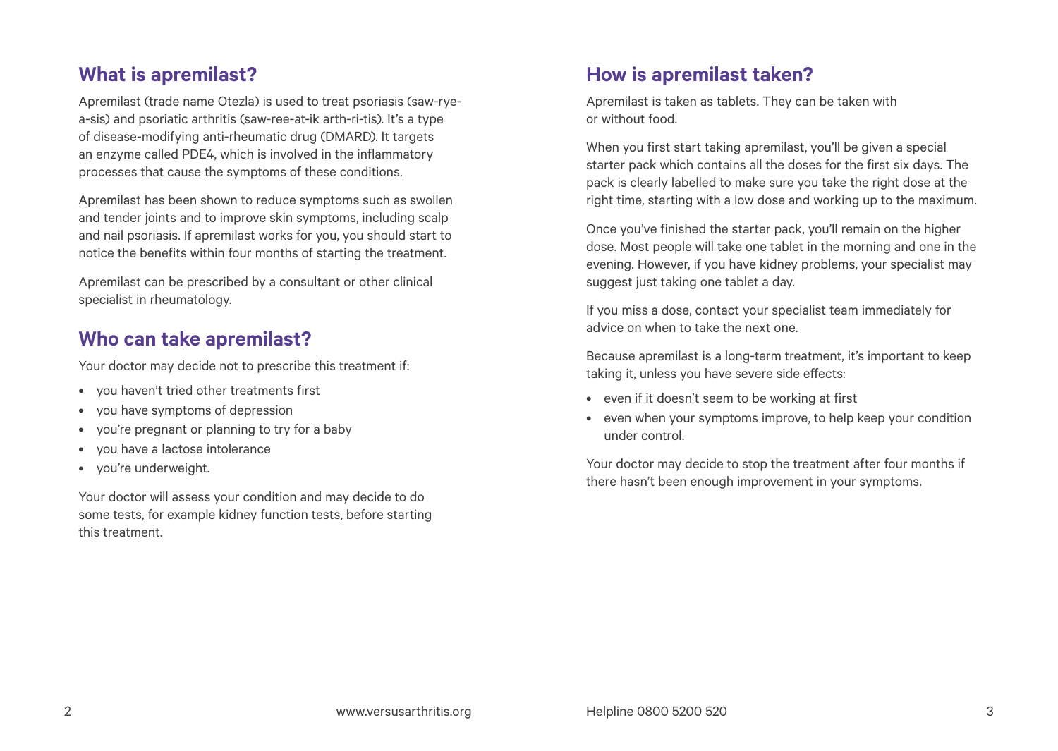## What is apremilast?

Apremilast (trade name Otezla) is used to treat psoriasis (saw-rye-a-sis) and psoriatic arthritis (saw-ree-at-ik arth-ri-tis). It's a type of disease-modifying anti-rheumatic drug (DMARD). It targets an enzyme called PDE4, which is involved in the inflammatory processes that cause the symptoms of these conditions.

Apremilast has been shown to reduce symptoms such as swollen and tender joints and to improve skin symptoms, including scalp and nail psoriasis. If apremilast works for you, you should start to notice the benefits within four months of starting the treatment.

Apremilast can be prescribed by a consultant or other clinical specialist in rheumatology.

## Who can take apremilast?

Your doctor may decide not to prescribe this treatment if:

- you haven't tried other treatments first
- you have symptoms of depression
- you're pregnant or planning to try for a baby
- you have a lactose intolerance
- you're underweight.

Your doctor will assess your condition and may decide to do some tests, for example kidney function tests, before starting this treatment.

## How is apremilast taken?

Apremilast is taken as tablets. They can be taken with or without food.

When you first start taking apremilast, you'll be given a special starter pack which contains all the doses for the first six days. The pack is clearly labelled to make sure you take the right dose at the right time, starting with a low dose and working up to the maximum.

Once you've finished the starter pack, you'll remain on the higher dose. Most people will take one tablet in the morning and one in the evening. However, if you have kidney problems, your specialist may suggest just taking one tablet a day.

If you miss a dose, contact your specialist team immediately for advice on when to take the next one.

Because apremilast is a long-term treatment, it's important to keep taking it, unless you have severe side effects:

- even if it doesn't seem to be working at first
- even when your symptoms improve, to help keep your condition under control.

Your doctor may decide to stop the treatment after four months if there hasn't been enough improvement in your symptoms.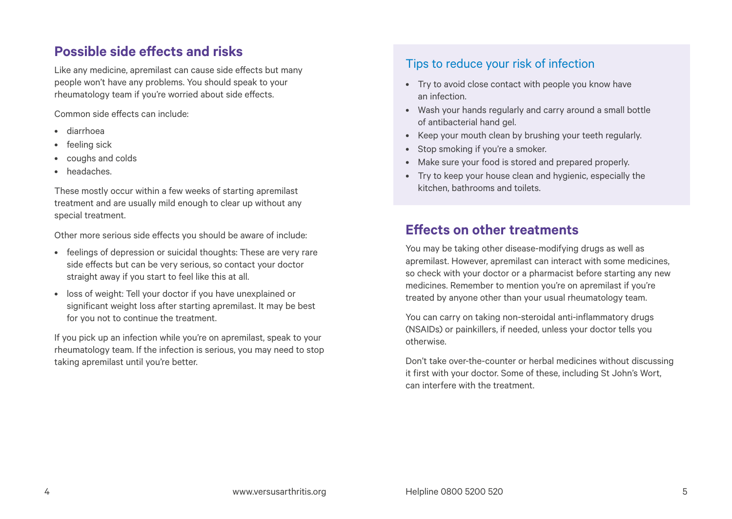## Possible side effects and risks

Like any medicine, apremilast can cause side effects but many people won't have any problems. You should speak to your rheumatology team if you're worried about side effects.

Common side effects can include:

- diarrhoea
- feeling sick
- coughs and colds
- headaches.

These mostly occur within a few weeks of starting apremilast treatment and are usually mild enough to clear up without any special treatment.

Other more serious side effects you should be aware of include:

- feelings of depression or suicidal thoughts: These are very rare side effects but can be very serious, so contact your doctor straight away if you start to feel like this at all.
- loss of weight: Tell your doctor if you have unexplained or significant weight loss after starting apremilast. It may be best for you not to continue the treatment.

If you pick up an infection while you're on apremilast, speak to your rheumatology team. If the infection is serious, you may need to stop taking apremilast until you're better.

### Tips to reduce your risk of infection

- Try to avoid close contact with people you know have an infection.
- Wash your hands regularly and carry around a small bottle of antibacterial hand gel.
- Keep your mouth clean by brushing your teeth regularly.
- Stop smoking if you're a smoker.
- Make sure your food is stored and prepared properly.
- Try to keep your house clean and hygienic, especially the kitchen, bathrooms and toilets.

## Effects on other treatments

You may be taking other disease-modifying drugs as well as apremilast. However, apremilast can interact with some medicines, so check with your doctor or a pharmacist before starting any new medicines. Remember to mention you're on apremilast if you're treated by anyone other than your usual rheumatology team.

You can carry on taking non-steroidal anti-inflammatory drugs (NSAIDs) or painkillers, if needed, unless your doctor tells you otherwise.

Don't take over-the-counter or herbal medicines without discussing it first with your doctor. Some of these, including St John's Wort, can interfere with the treatment.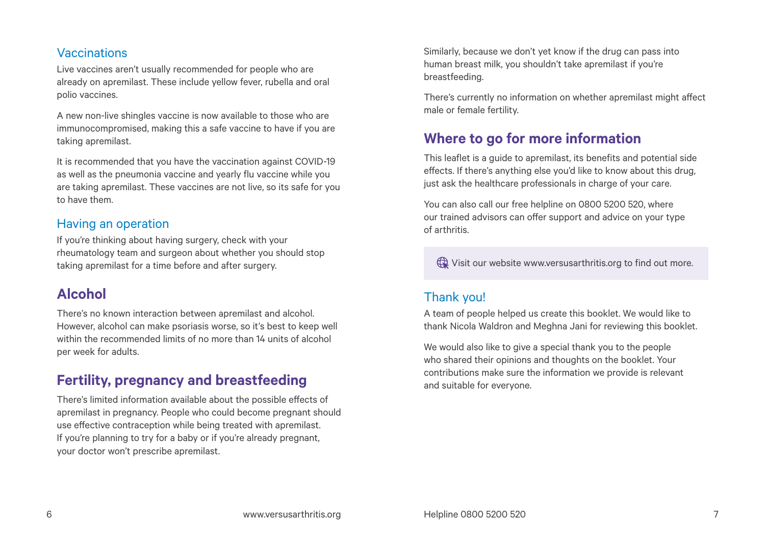### Vaccinations

Live vaccines aren't usually recommended for people who are already on apremilast. These include yellow fever, rubella and oral polio vaccines.

A new non-live shingles vaccine is now available to those who are immunocompromised, making this a safe vaccine to have if you are taking apremilast.

It is recommended that you have the vaccination against COVID-19 as well as the pneumonia vaccine and yearly flu vaccine while you are taking apremilast. These vaccines are not live, so its safe for you to have them.

### Having an operation

If you're thinking about having surgery, check with your rheumatology team and surgeon about whether you should stop taking apremilast for a time before and after surgery.

## Alcohol

There's no known interaction between apremilast and alcohol. However, alcohol can make psoriasis worse, so it's best to keep well within the recommended limits of no more than 14 units of alcohol per week for adults.

## Fertility, pregnancy and breastfeeding

There's limited information available about the possible effects of apremilast in pregnancy. People who could become pregnant should use effective contraception while being treated with apremilast. If you're planning to try for a baby or if you're already pregnant, your doctor won't prescribe apremilast.

Similarly, because we don't yet know if the drug can pass into human breast milk, you shouldn't take apremilast if you're breastfeeding.

There's currently no information on whether apremilast might affect male or female fertility.

## Where to go for more information

This leaflet is a guide to apremilast, its benefits and potential side effects. If there's anything else you'd like to know about this drug, just ask the healthcare professionals in charge of your care.

You can also call our free helpline on 0800 5200 520, where our trained advisors can offer support and advice on your type of arthritis.

Visit our website www.versusarthritis.org to find out more.

### Thank you!

A team of people helped us create this booklet. We would like to thank Nicola Waldron and Meghna Jani for reviewing this booklet.

We would also like to give a special thank you to the people who shared their opinions and thoughts on the booklet. Your contributions make sure the information we provide is relevant and suitable for everyone.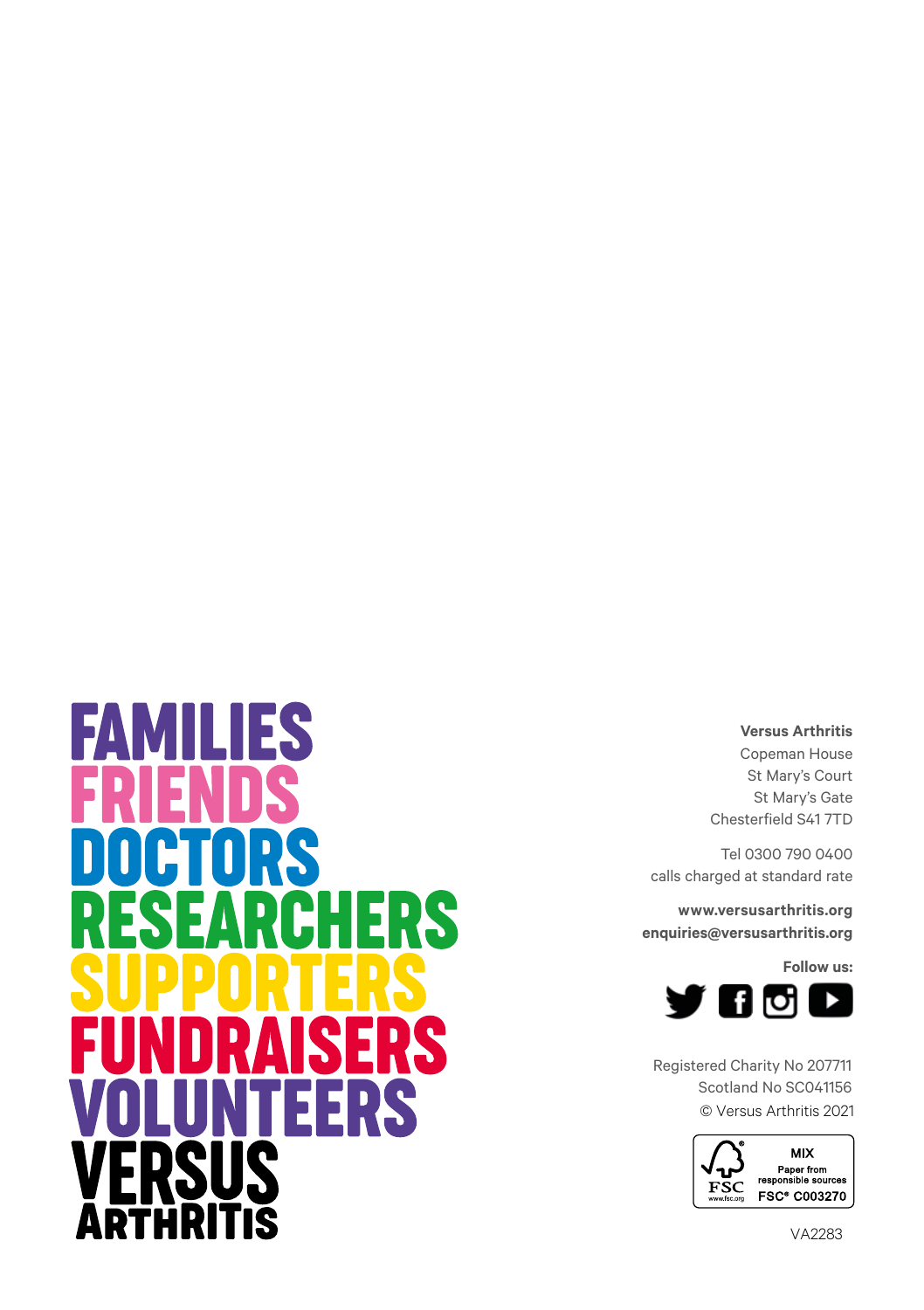FAMILIES
FRIENDS
DOCTORS
RESEARCHERS
SUPPORTERS
FUNDRAISERS
VOLUNTEERS
VERSUS
ARTHRITIS

**Versus Arthritis**
Copeman House
St Mary's Court
St Mary's Gate
Chesterfield S41 7TD

Tel 0300 790 0400
calls charged at standard rate

**www.versusarthritis.org**
**enquiries@versusarthritis.org**

**Follow us:**

Registered Charity No 207711
Scotland No SC041156
© Versus Arthritis 2021

FSC
www.fsc.org
MIX
Paper from responsible sources
FSC® C003270

VA2283